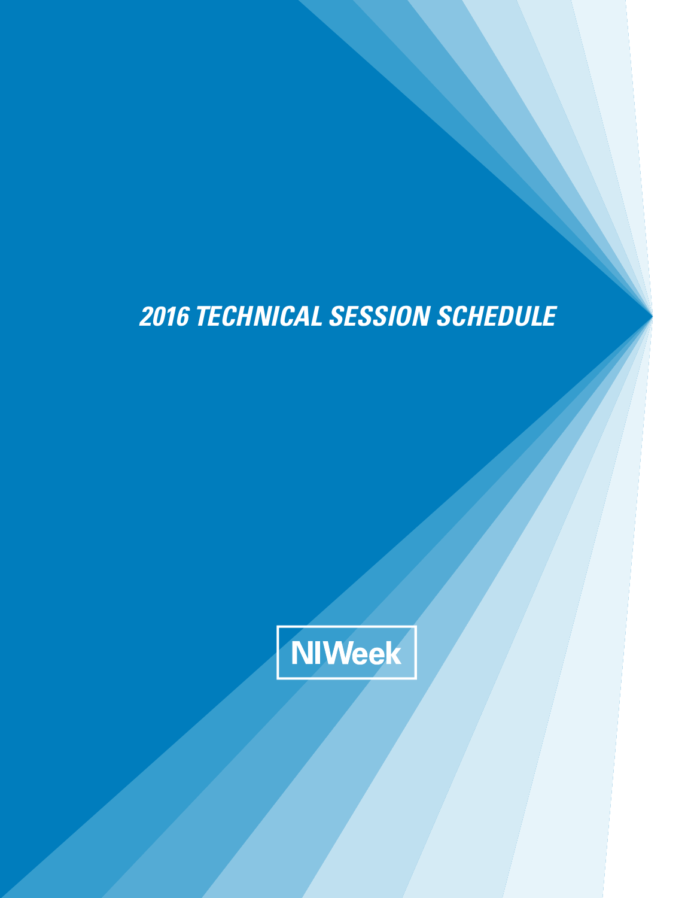# *2016 TECHNICAL SESSION SCHEDULE*

NIWeek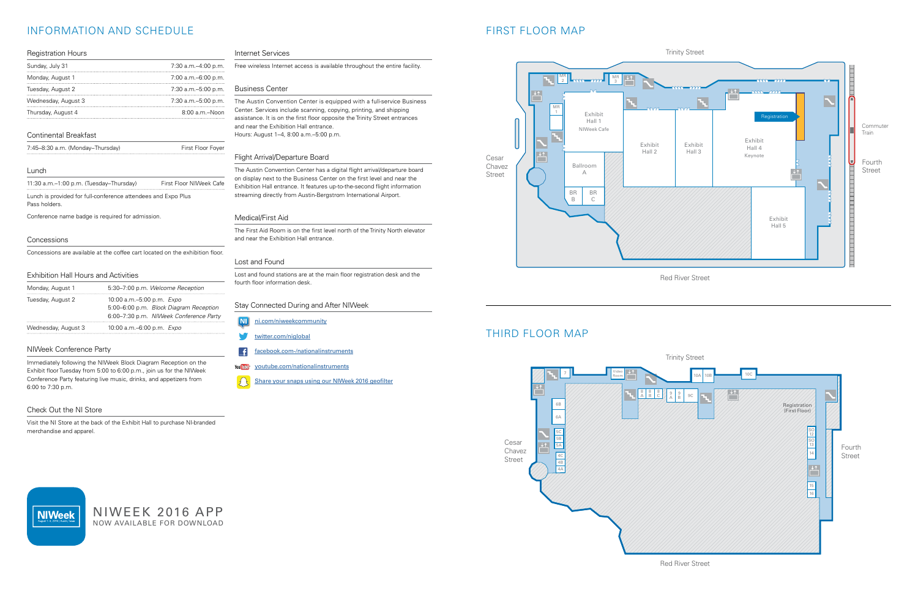# INFORMATION AND SCHEDULE

## Registration Hours

| | |
|---|---|
| Sunday, July 31 | 7:30 a.m.–4:00 p.m. |
| Monday, August 1 | 7:00 a.m.–6:00 p.m. |
| Tuesday, August 2 | 7:30 a.m.–5:00 p.m. |
| Wednesday, August 3 | 7:30 a.m.–5:00 p.m. |
| Thursday, August 4 | 8:00 a.m.–Noon |

## Continental Breakfast

| | |
|---|---|
| 7:45–8:30 a.m. (Monday–Thursday) | First Floor Foyer |

## Lunch

| | |
|---|---|
| 11:30 a.m.–1:00 p.m. (Tuesday–Thursday) | First Floor NIWeek Cafe |

Lunch is provided for full-conference attendees and Expo Plus Pass holders.

Conference name badge is required for admission.

## Concessions

Concessions are available at the coffee cart located on the exhibition floor.

## Exhibition Hall Hours and Activities

| | |
|---|---|
| Monday, August 1 | 5:30–7:00 p.m. *Welcome Reception* |
| Tuesday, August 2 | 10:00 a.m.–5:00 p.m. *Expo*<br>5:00–6:00 p.m. *Block Diagram Reception*<br>6:00–7:30 p.m. *NIWeek Conference Party* |
| Wednesday, August 3 | 10:00 a.m.–6:00 p.m. *Expo* |

## NIWeek Conference Party

Immediately following the NIWeek Block Diagram Reception on the Exhibit floor Tuesday from 5:00 to 6:00 p.m., join us for the NIWeek Conference Party featuring live music, drinks, and appetizers from 6:00 to 7:30 p.m.

## Check Out the NI Store

Visit the NI Store at the back of the Exhibit Hall to purchase NI-branded merchandise and apparel.

## Internet Services

Free wireless Internet access is available throughout the entire facility.

## Business Center

The Austin Convention Center is equipped with a full-service Business Center. Services include scanning, copying, printing, and shipping assistance. It is on the first floor opposite the Trinity Street entrances and near the Exhibition Hall entrance.
Hours: August 1–4, 8:00 a.m.–5:00 p.m.

## Flight Arrival/Departure Board

The Austin Convention Center has a digital flight arrival/departure board on display next to the Business Center on the first level and near the Exhibition Hall entrance. It features up-to-the-second flight information streaming directly from Austin-Bergstrom International Airport.

## Medical/First Aid

The First Aid Room is on the first level north of the Trinity North elevator and near the Exhibition Hall entrance.

## Lost and Found

Lost and found stations are at the main floor registration desk and the fourth floor information desk.

## Stay Connected During and After NIWeek

- ni.com/niweekcommunity
- twitter.com/niglobal
- facebook.com/nationalinstruments
- youtube.com/nationalinstruments
- Share your snaps using our NIWeek 2016 geofilter

**NIWEEK 2016 APP**
NOW AVAILABLE FOR DOWNLOAD

# FIRST FLOOR MAP

Trinity Street

MR 2 · MR 3 · MR 1 · Exhibit Hall 1 NIWeek Cafe · Exhibit Hall 2 · Exhibit Hall 3 · Registration · Exhibit Hall 4 Keynote · Ballroom A · BR B · BR C · Exhibit Hall 5

Cesar Chavez Street · Commuter Train · Fourth Street

Red River Street

# THIRD FLOOR MAP

Trinity Street

7 · Video Room · 8A · 8B · 8C · 9A · 9B · 9C · 10A · 10B · 10C · 6B · 6A · 5C · 5B · 5A · 4C · 4B · 4A · Registration (First Floor) · SO 12 · SO 13 · 14 · 15 · 16

Cesar Chavez Street · Fourth Street

Red River Street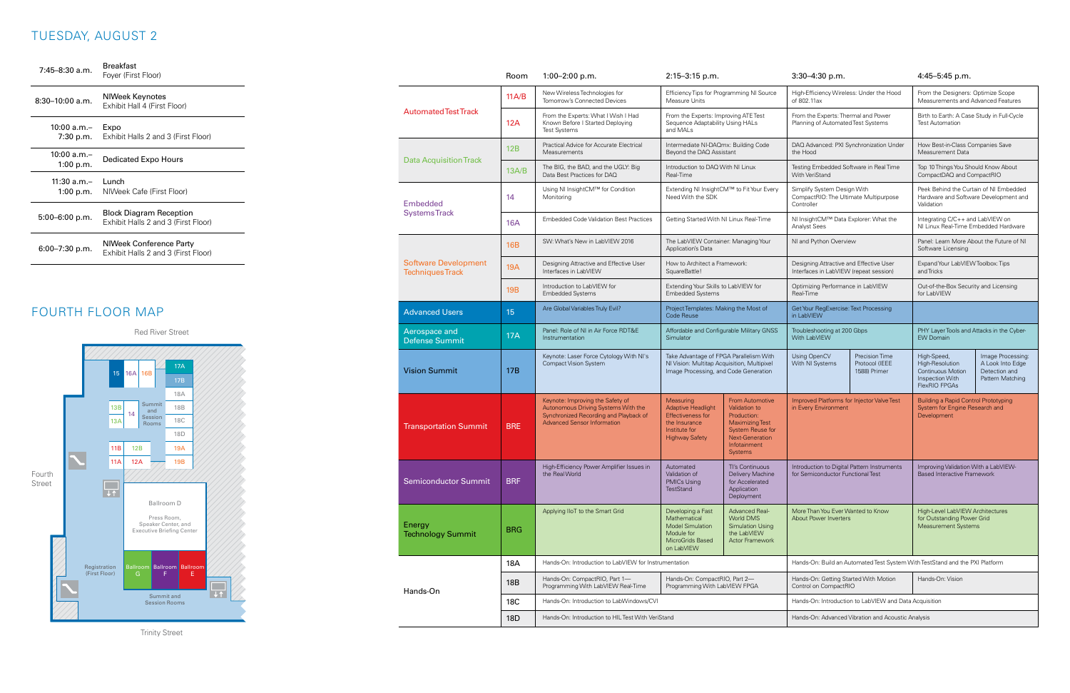## TUESDAY, AUGUST 2

| Time | Event |
|---|---|
| 7:45–8:30 a.m. | Breakfast<br>Foyer (First Floor) |
| 8:30–10:00 a.m. | NIWeek Keynotes<br>Exhibit Hall 4 (First Floor) |
| 10:00 a.m.–7:30 p.m. | Expo<br>Exhibit Halls 2 and 3 (First Floor) |
| 10:00 a.m.–1:00 p.m. | Dedicated Expo Hours |
| 11:30 a.m.–1:00 p.m. | Lunch<br>NIWeek Cafe (First Floor) |
| 5:00–6:00 p.m. | Block Diagram Reception<br>Exhibit Halls 2 and 3 (First Floor) |
| 6:00–7:30 p.m. | NIWeek Conference Party<br>Exhibit Halls 2 and 3 (First Floor) |

## FOURTH FLOOR MAP

Red River Street

15 | 16A | 16B | 17A | 17B | 18A | 18B | 18C | 18D | 13B | 13A | 14 | Summit and Session Rooms | 11B | 12B | 19A | 11A | 12A | 19B

Fourth Street

Ballroom D — Press Room, Speaker Center, and Executive Briefing Center

Registration (First Floor)

Ballroom G | Ballroom F | Ballroom E — Summit and Session Rooms

Trinity Street

| Track | Room | 1:00–2:00 p.m. | 2:15–3:15 p.m. | 3:30–4:30 p.m. | 4:45–5:45 p.m. |
|---|---|---|---|---|---|
| Automated Test Track | 11A/B | New Wireless Technologies for Tomorrow's Connected Devices | Efficiency Tips for Programming NI Source Measure Units | High-Efficiency Wireless: Under the Hood of 802.11ax | From the Designers: Optimize Scope Measurements and Advanced Features |
| Automated Test Track | 12A | From the Experts: What I Wish I Had Known Before I Started Deploying Test Systems | From the Experts: Improving ATE Test Sequence Adaptability Using HALs and MALs | From the Experts: Thermal and Power Planning of Automated Test Systems | Birth to Earth: A Case Study in Full-Cycle Test Automation |
| Data Acquisition Track | 12B | Practical Advice for Accurate Electrical Measurements | Intermediate NI-DAQmx: Building Code Beyond the DAQ Assistant | DAQ Advanced: PXI Synchronization Under the Hood | How Best-in-Class Companies Save Measurement Data |
| Data Acquisition Track | 13A/B | The BIG, the BAD, and the UGLY: Big Data Best Practices for DAQ | Introduction to DAQ With NI Linux Real-Time | Testing Embedded Software in Real Time With VeriStand | Top 10 Things You Should Know About CompactDAQ and CompactRIO |
| Embedded Systems Track | 14 | Using NI InsightCM™ for Condition Monitoring | Extending NI InsightCM™ to Fit Your Every Need With the SDK | Simplify System Design With CompactRIO: The Ultimate Multipurpose Controller | Peek Behind the Curtain of NI Embedded Hardware and Software Development and Validation |
| Embedded Systems Track | 16A | Embedded Code Validation Best Practices | Getting Started With NI Linux Real-Time | NI InsightCM™ Data Explorer: What the Analyst Sees | Integrating C/C++ and LabVIEW on NI Linux Real-Time Embedded Hardware |
| Software Development Techniques Track | 16B | SW: What's New in LabVIEW 2016 | The LabVIEW Container: Managing Your Application's Data | NI and Python Overview | Panel: Learn More About the Future of NI Software Licensing |
| Software Development Techniques Track | 19A | Designing Attractive and Effective User Interfaces in LabVIEW | How to Architect a Framework: SquareBattle! | Designing Attractive and Effective User Interfaces in LabVIEW (repeat session) | Expand Your LabVIEW Toolbox: Tips and Tricks |
| Software Development Techniques Track | 19B | Introduction to LabVIEW for Embedded Systems | Extending Your Skills to LabVIEW for Embedded Systems | Optimizing Performance in LabVIEW Real-Time | Out-of-the-Box Security and Licensing for LabVIEW |
| Advanced Users | 15 | Are Global Variables Truly Evil? | Project Templates: Making the Most of Code Reuse | Get Your RegExercise: Text Processing in LabVIEW | |
| Aerospace and Defense Summit | 17A | Panel: Role of NI in Air Force RDT&E Instrumentation | Affordable and Configurable Military GNSS Simulator | Troubleshooting at 200 Gbps With LabVIEW | PHY Layer Tools and Attacks in the Cyber-EW Domain |
| Vision Summit | 17B | Keynote: Laser Force Cytology With NI's Compact Vision System | Take Advantage of FPGA Parallelism With NI Vision: Multitap Acquisition, Multipixel Image Processing, and Code Generation | Using OpenCV With NI Systems / Precision Time Protocol (IEEE 1588) Primer | High-Speed, High-Resolution Continuous Motion Inspection With FlexRIO FPGAs / Image Processing: A Look Into Edge Detection and Pattern Matching |
| Transportation Summit | BRE | Keynote: Improving the Safety of Autonomous Driving Systems With the Synchronized Recording and Playback of Advanced Sensor Information | Measuring Adaptive Headlight Effectiveness for the Insurance Institute for Highway Safety / From Automotive Validation to Production: Maximizing Test System Reuse for Next-Generation Infotainment Systems | Improved Platforms for Injector Valve Test in Every Environment | Building a Rapid Control Prototyping System for Engine Research and Development |
| Semiconductor Summit | BRF | High-Efficiency Power Amplifier Issues in the Real World | Automated Validation of PMICs Using TestStand / TI's Continuous Delivery Machine for Accelerated Application Deployment | Introduction to Digital Pattern Instruments for Semiconductor Functional Test | Improving Validation With a LabVIEW-Based Interactive Framework |
| Energy Technology Summit | BRG | Applying IIoT to the Smart Grid | Developing a Fast Mathematical Model Simulation Module for MicroGrids Based on LabVIEW / Advanced Real-World DMS Simulation Using the LabVIEW Actor Framework | More Than You Ever Wanted to Know About Power Inverters | High-Level LabVIEW Architectures for Outstanding Power Grid Measurement Systems |
| Hands-On | 18A | Hands-On: Introduction to LabVIEW for Instrumentation | | Hands-On: Build an Automated Test System With TestStand and the PXI Platform | |
| Hands-On | 18B | Hands-On: CompactRIO, Part 1—Programming With LabVIEW Real-Time | Hands-On: CompactRIO, Part 2—Programming With LabVIEW FPGA | Hands-On: Getting Started With Motion Control on CompactRIO | Hands-On: Vision |
| Hands-On | 18C | Hands-On: Introduction to LabWindows/CVI | | Hands-On: Introduction to LabVIEW and Data Acquisition | |
| Hands-On | 18D | Hands-On: Introduction to HIL Test With VeriStand | | Hands-On: Advanced Vibration and Acoustic Analysis | |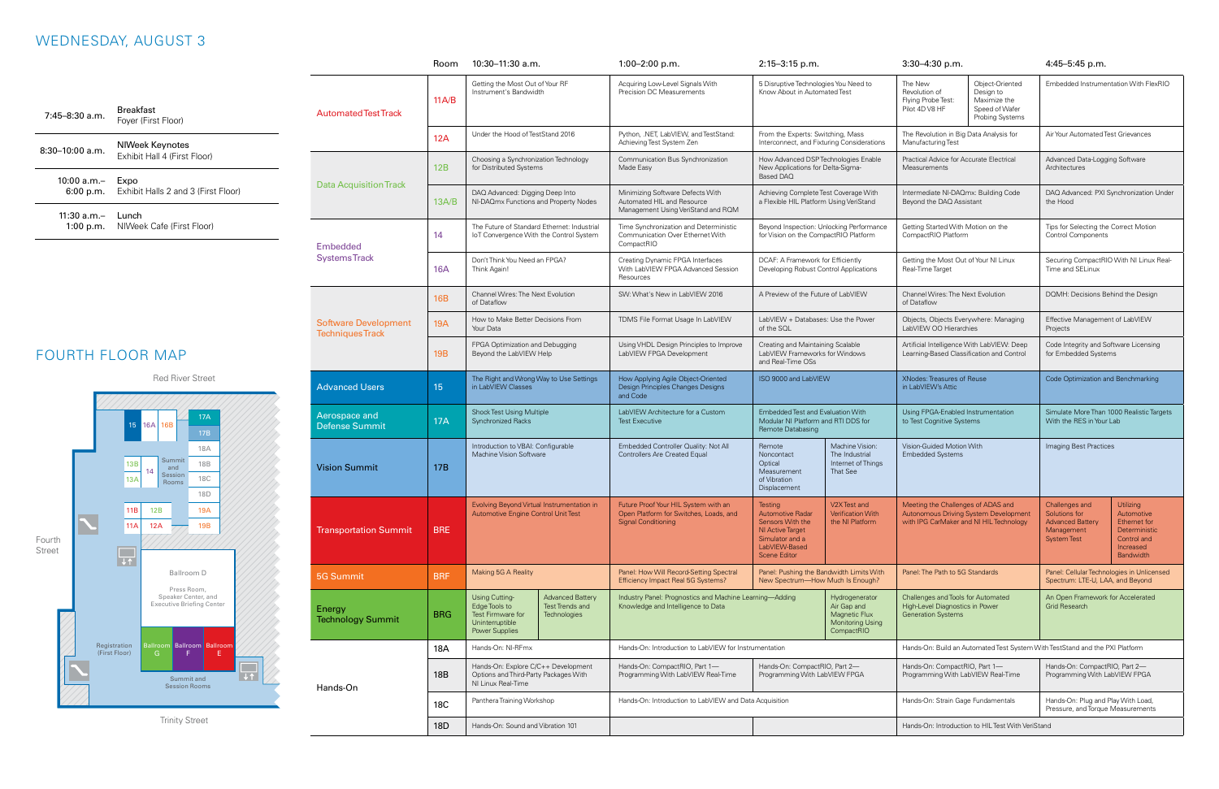# WEDNESDAY, AUGUST 3

| Time | Event |
|---|---|
| 7:45–8:30 a.m. | Breakfast<br>Foyer (First Floor) |
| 8:30–10:00 a.m. | NIWeek Keynotes<br>Exhibit Hall 4 (First Floor) |
| 10:00 a.m.–6:00 p.m. | Expo<br>Exhibit Halls 2 and 3 (First Floor) |
| 11:30 a.m.–1:00 p.m. | Lunch<br>NIWeek Cafe (First Floor) |

| Track | Room | 10:30–11:30 a.m. | 1:00–2:00 p.m. | 2:15–3:15 p.m. | 3:30–4:30 p.m. | 4:45–5:45 p.m. |
|---|---|---|---|---|---|---|
| Automated Test Track | 11A/B | Getting the Most Out of Your RF Instrument's Bandwidth | Acquiring Low-Level Signals With Precision DC Measurements | 5 Disruptive Technologies You Need to Know About in Automated Test | The New Revolution of Flying Probe Test: Pilot 4D V8 HF / Object-Oriented Design to Maximize the Speed of Wafer Probing Systems | Embedded Instrumentation With FlexRIO |
| | 12A | Under the Hood of TestStand 2016 | Python, .NET, LabVIEW, and TestStand: Achieving Test System Zen | From the Experts: Switching, Mass Interconnect, and Fixturing Considerations | The Revolution in Big Data Analysis for Manufacturing Test | Air Your Automated Test Grievances |
| Data Acquisition Track | 12B | Choosing a Synchronization Technology for Distributed Systems | Communication Bus Synchronization Made Easy | How Advanced DSP Technologies Enable New Applications for Delta-Sigma-Based DAQ | Practical Advice for Accurate Electrical Measurements | Advanced Data-Logging Software Architectures |
| | 13A/B | DAQ Advanced: Digging Deep Into NI-DAQmx Functions and Property Nodes | Minimizing Software Defects With Automated HIL and Resource Management Using VeriStand and RQM | Achieving Complete Test Coverage With a Flexible HIL Platform Using VeriStand | Intermediate NI-DAQmx: Building Code Beyond the DAQ Assistant | DAQ Advanced: PXI Synchronization Under the Hood |
| Embedded Systems Track | 14 | The Future of Standard Ethernet: Industrial IoT Convergence With the Control System | Time Synchronization and Deterministic Communication Over Ethernet With CompactRIO | Beyond Inspection: Unlocking Performance for Vision on the CompactRIO Platform | Getting Started With Motion on the CompactRIO Platform | Tips for Selecting the Correct Motion Control Components |
| | 16A | Don't Think You Need an FPGA? Think Again! | Creating Dynamic FPGA Interfaces With LabVIEW FPGA Advanced Session Resources | DCAF: A Framework for Efficiently Developing Robust Control Applications | Getting the Most Out of Your NI Linux Real-Time Target | Securing CompactRIO With NI Linux Real-Time and SELinux |
| Software Development Techniques Track | 16B | Channel Wires: The Next Evolution of Dataflow | SW: What's New in LabVIEW 2016 | A Preview of the Future of LabVIEW | Channel Wires: The Next Evolution of Dataflow | DQMH: Decisions Behind the Design |
| | 19A | How to Make Better Decisions From Your Data | TDMS File Format Usage In LabVIEW | LabVIEW + Databases: Use the Power of the SQL | Objects, Objects Everywhere: Managing LabVIEW OO Hierarchies | Effective Management of LabVIEW Projects |
| | 19B | FPGA Optimization and Debugging Beyond the LabVIEW Help | Using VHDL Design Principles to Improve LabVIEW FPGA Development | Creating and Maintaining Scalable LabVIEW Frameworks for Windows and Real-Time OSs | Artificial Intelligence With LabVIEW: Deep Learning-Based Classification and Control | Code Integrity and Software Licensing for Embedded Systems |
| Advanced Users | 15 | The Right and Wrong Way to Use Settings in LabVIEW Classes | How Applying Agile Object-Oriented Design Principles Changes Designs and Code | ISO 9000 and LabVIEW | XNodes: Treasures of Reuse in LabVIEW's Attic | Code Optimization and Benchmarking |
| Aerospace and Defense Summit | 17A | Shock Test Using Multiple Synchronized Racks | LabVIEW Architecture for a Custom Test Executive | Embedded Test and Evaluation With Modular NI Platform and RTI DDS for Remote Databasing | Using FPGA-Enabled Instrumentation to Test Cognitive Systems | Simulate More Than 1000 Realistic Targets With the RES in Your Lab |
| Vision Summit | 17B | Introduction to VBAI: Configurable Machine Vision Software | Embedded Controller Quality: Not All Controllers Are Created Equal | Remote Noncontact Optical Measurement of Vibration Displacement / Machine Vision: The Industrial Internet of Things That See | Vision-Guided Motion With Embedded Systems | Imaging Best Practices |
| Transportation Summit | BRE | Evolving Beyond Virtual Instrumentation in Automotive Engine Control Unit Test | Future Proof Your HIL System with an Open Platform for Switches, Loads, and Signal Conditioning | Testing Automotive Radar Sensors With the NI Active Target Simulator and a LabVIEW-Based Scene Editor / V2X Test and Verification With the NI Platform | Meeting the Challenges of ADAS and Autonomous Driving System Development with IPG CarMaker and NI HIL Technology | Challenges and Solutions for Advanced Battery Management System Test / Utilizing Automotive Ethernet for Deterministic Control and Increased Bandwidth |
| 5G Summit | BRF | Making 5G A Reality | Panel: How Will Record-Setting Spectral Efficiency Impact Real 5G Systems? | Panel: Pushing the Bandwidth Limits With New Spectrum—How Much Is Enough? | Panel: The Path to 5G Standards | Panel: Cellular Technologies in Unlicensed Spectrum: LTE-U, LAA, and Beyond |
| Energy Technology Summit | BRG | Using Cutting-Edge Tools to Test Firmware for Uninterruptible Power Supplies / Advanced Battery Test Trends and Technologies | Industry Panel: Prognostics and Machine Learning—Adding Knowledge and Intelligence to Data (1:00–2:15+) | Hydrogenerator Air Gap and Magnetic Flux Monitoring Using CompactRIO | Challenges and Tools for Automated High-Level Diagnostics in Power Generation Systems | An Open Framework for Accelerated Grid Research |
| Hands-On | 18A | Hands-On: NI-RFmx | Hands-On: Introduction to LabVIEW for Instrumentation | | Hands-On: Build an Automated Test System With TestStand and the PXI Platform | |
| | 18B | Hands-On: Explore C/C++ Development Options and Third-Party Packages With NI Linux Real-Time | Hands-On: CompactRIO, Part 1—Programming With LabVIEW Real-Time | Hands-On: CompactRIO, Part 2—Programming With LabVIEW FPGA | Hands-On: CompactRIO, Part 1—Programming With LabVIEW Real-Time | Hands-On: CompactRIO, Part 2—Programming With LabVIEW FPGA |
| | 18C | Panthera Training Workshop | Hands-On: Introduction to LabVIEW and Data Acquisition | | Hands-On: Strain Gage Fundamentals | Hands-On: Plug and Play With Load, Pressure, and Torque Measurements |
| | 18D | Hands-On: Sound and Vibration 101 | | | Hands-On: Introduction to HIL Test With VeriStand | |

# FOURTH FLOOR MAP

Red River Street

15 | 16A | 16B | 17A | 17B | 18A | 18B | 18C | 18D | 13B | 14 | 13A | Summit and Session Rooms | 11B | 12B | 11A | 12A | 19A | 19B

Ballroom D — Press Room, Speaker Center, and Executive Briefing Center

Ballroom G | Ballroom F | Ballroom E

Registration (First Floor)

Summit and Session Rooms

Fourth Street

Trinity Street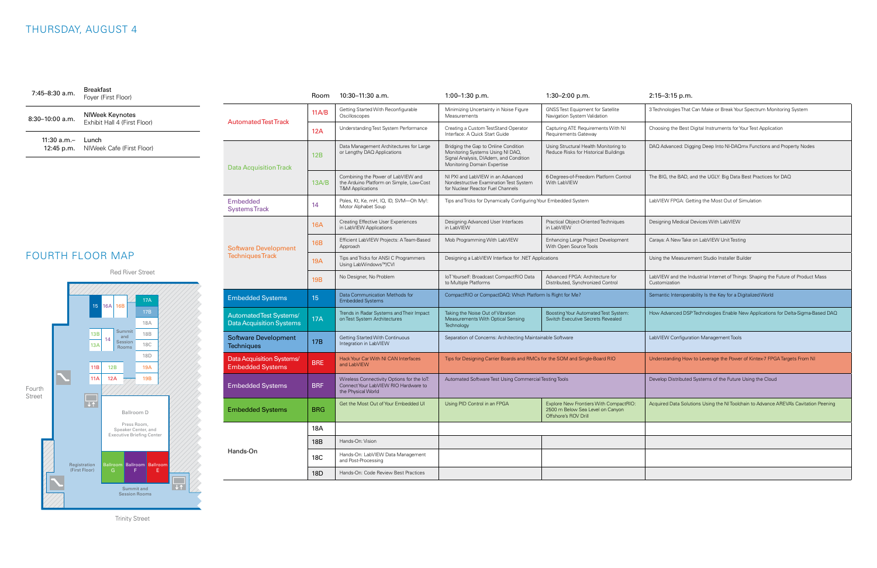# THURSDAY, AUGUST 4

| Time | Event |
|---|---|
| 7:45–8:30 a.m. | Breakfast<br>Foyer (First Floor) |
| 8:30–10:00 a.m. | NIWeek Keynotes<br>Exhibit Hall 4 (First Floor) |
| 11:30 a.m.–12:45 p.m. | Lunch<br>NIWeek Cafe (First Floor) |

| Track | Room | 10:30–11:30 a.m. | 1:00–1:30 p.m. | 1:30–2:00 p.m. | 2:15–3:15 p.m. |
|---|---|---|---|---|---|
| Automated Test Track | 11A/B | Getting Started With Reconfigurable Oscilloscopes | Minimizing Uncertainty in Noise Figure Measurements | GNSS Test Equipment for Satellite Navigation System Validation | 3 Technologies That Can Make or Break Your Spectrum Monitoring System |
| | 12A | Understanding Test System Performance | Creating a Custom TestStand Operator Interface: A Quick Start Guide | Capturing ATE Requirements With NI Requirements Gateway | Choosing the Best Digital Instruments for Your Test Application |
| Data Acquisition Track | 12B | Data Management Architectures for Large or Lengthy DAQ Applications | Bridging the Gap to Online Condition Monitoring Systems Using NI DAQ, Signal Analysis, DIAdem, and Condition Monitoring Domain Expertise | Using Structural Health Monitoring to Reduce Risks for Historical Buildings | DAQ Advanced: Digging Deep Into NI-DAQmx Functions and Property Nodes |
| | 13A/B | Combining the Power of LabVIEW and the Arduino Platform on Simple, Low-Cost T&M Applications | NI PXI and LabVIEW in an Advanced Nondestructive Examination Test System for Nuclear Reactor Fuel Channels | 6-Degrees-of-Freedom Platform Control With LabVIEW | The BIG, the BAD, and the UGLY: Big Data Best Practices for DAQ |
| Embedded Systems Track | 14 | Poles, Kt, Ke, mH, IQ, ID, SVM—Oh My!: Motor Alphabet Soup | Tips and Tricks for Dynamically Configuring Your Embedded System | | LabVIEW FPGA: Getting the Most Out of Simulation |
| Software Development Techniques Track | 16A | Creating Effective User Experiences in LabVIEW Applications | Designing Advanced User Interfaces in LabVIEW | Practical Object-Oriented Techniques in LabVIEW | Designing Medical Devices With LabVIEW |
| | 16B | Efficient LabVIEW Projects: A Team-Based Approach | Mob Programming With LabVIEW | Enhancing Large Project Development With Open Source Tools | Caraya: A New Take on LabVIEW Unit Testing |
| | 19A | Tips and Tricks for ANSI C Programmers Using LabWindows™/CVI | Designing a LabVIEW Interface for .NET Applications | | Using the Measurement Studio Installer Builder |
| | 19B | No Designer, No Problem | IoT Yourself: Broadcast CompactRIO Data to Multiple Platforms | Advanced FPGA: Architecture for Distributed, Synchronized Control | LabVIEW and the Industrial Internet of Things: Shaping the Future of Product Mass Customization |
| Embedded Systems | 15 | Data Communication Methods for Embedded Systems | CompactRIO or CompactDAQ: Which Platform Is Right for Me? | | Semantic Interoperability Is the Key for a Digitalized World |
| Automated Test Systems/ Data Acquisition Systems | 17A | Trends in Radar Systems and Their Impact on Test System Architectures | Taking the Noise Out of Vibration Measurements With Optical Sensing Technology | Boosting Your Automated Test System: Switch Executive Secrets Revealed | How Advanced DSP Technologies Enable New Applications for Delta-Sigma-Based DAQ |
| Software Development Techniques | 17B | Getting Started With Continuous Integration in LabVIEW | Separation of Concerns: Architecting Maintainable Software | | LabVIEW Configuration Management Tools |
| Data Acquisition Systems/ Embedded Systems | BRE | Hack Your Car With NI CAN Interfaces and LabVIEW | Tips for Designing Carrier Boards and RMCs for the SOM and Single-Board RIO | | Understanding How to Leverage the Power of Kintex-7 FPGA Targets From NI |
| Embedded Systems | BRF | Wireless Connectivity Options for the IoT: Connect Your LabVIEW RIO Hardware to the Physical World | Automated Software Test Using Commercial Testing Tools | | Develop Distributed Systems of the Future Using the Cloud |
| Embedded Systems | BRG | Get the Most Out of Your Embedded UI | Using PID Control in an FPGA | Explore New Frontiers With CompactRIO: 2500 m Below Sea Level on Canyon Offshore's ROV Drill | Acquired Data Solutions Using the NI Toolchain to Advance AREVA's Cavitation Peening |
| Hands-On | 18A | | | | |
| | 18B | Hands-On: Vision | | | |
| | 18C | Hands-On: LabVIEW Data Management and Post-Processing | | | |
| | 18D | Hands-On: Code Review Best Practices | | | |

## FOURTH FLOOR MAP

Red River Street

Fourth Street

15 | 16A | 16B | 17A | 17B | 18A | 18B | 18C | 18D | 19A | 19B | 13B | 13A | 14 | Summit and Session Rooms | 11B | 12B | 11A | 12A

Ballroom D — Press Room, Speaker Center, and Executive Briefing Center

Registration (First Floor) | Ballroom G | Ballroom F | Ballroom E

Summit and Session Rooms

Trinity Street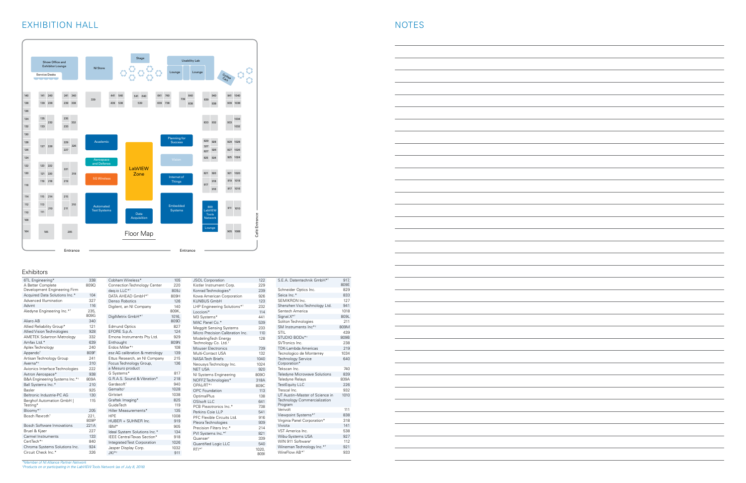# EXHIBITION HALL

Floor Map

# Exhibitors

| Exhibitor | Booth |
|---|---|
| 6TL Engineering* | 338 |
| A Better Complete Development Engineering Firm | 809Q |
| Acquired Data Solutions Inc.* | 104 |
| Advanced Illumination | 327 |
| Advint | 116 |
| Aledyne Engineering Inc.*† | 235, 809G |
| Aliaro AB | 340 |
| Allied Reliability Group* | 121 |
| Allied Vision Technologies | 928 |
| AMETEK Solartron Metrology | 332 |
| Amfax Ltd.* | 639 |
| Aplex Technology | 240 |
| Appando† | 809F |
| Artisan Technology Group | 241 |
| Averna*† | 310 |
| Avionics Interface Technologies | 222 |
| Avtron Aerospace* | 938 |
| B&A Engineering Systems Inc.*† | 809A |
| Ball Systems Inc.* | 210 |
| Basler | 925 |
| Beltronic Industrie-PC AG | 130 |
| Berghof Automation GmbH \| Testing* | 115 |
| Bloomy*† | 205 |
| Bosch Rexroth† | 221, 809P |
| Bosch Software Innovations | 221A |
| Bruel & Kjaer | 227 |
| Carmel Instruments | 133 |
| CertTech*† | 840 |
| Chroma Systems Solutions Inc. | 924 |
| Circuit Check Inc.* | 326 |
| Cobham Wireless* | 105 |
| Connection Technology Center | 220 |
| daq.io LLC*† | 809J |
| DATA AHEAD GmbH*† | 809H |
| Denso Robotics | 126 |
| Digilent, an NI Company | 809K, 114 |
| DigiMetrix GmbH*† | 1016, 809D |
| Edmund Optics | 827 |
| EFORE S.p.A. | 124 |
| Emona Instruments Pty Ltd. | 929 |
| Enthought | 809N |
| Erdos Miller*† | 108 |
| esz AG calibration & metrology | 139 |
| Ettus Research, an NI Company | 215 |
| Focus Technology Group, a Mesuro product | 136 |
| G Systems* | 817 |
| G.R.A.S. Sound & Vibration* | 218 |
| Gardasoft† | 940 |
| Gemalto† | 1028 |
| Girlstart | 1038 |
| Graftek Imaging* | 825 |
| GuideTech | 119 |
| Hiller Measurements* | 135 |
| HPE | 1008 |
| HUBER + SUHNER Inc. | 919 |
| IBM* | 905 |
| Ideal System Solutions Inc.* | 134 |
| IEEE Central Texas Section* | 918 |
| Integrated Test Corporation | 1026 |
| Jasper Display Corp. | 1032 |
| JKI*† | 911 |
| JSOL Corporation | 122 |
| Kistler Instrument Corp. | 229 |
| Konrad Technologies* | 239 |
| Kowa American Corporation | 926 |
| KUNBUS GmbH | 123 |
| LHP Engineering Solutions*† | 232 |
| Loccioni* | 114 |
| M3 Systems* | 441 |
| MAC Panel Co.* | 539 |
| Meggitt Sensing Systems | 233 |
| Micro Precision Calibration Inc. | 110 |
| ModelingTech Energy Technology Co. Ltd.† | 128 |
| Mouser Electronics | 739 |
| Multi-Contact USA | 132 |
| NASA Tech Briefs | 1040 |
| Neousys Technology Inc. | 1024 |
| NET USA | 920 |
| NI Systems Engineering | 809O |
| NOFFZ Technologies* | 318A |
| OPAL-RT*† | 809C |
| OPC Foundation | 113 |
| OptimalPlus | 138 |
| OSIsoft LLC | 641 |
| PCB Piezotronics Inc.* | 738 |
| Perkins Coie LLP | 541 |
| PFC Flexible Circuits Ltd. | 916 |
| Pleora Technologies | 939 |
| Precision Filters Inc.* | 214 |
| PVI Systems Inc.*† | 821 |
| Quanser† | 339 |
| Quantified Logic LLC | 540 |
| RTI*† | 1020, 809I |
| S.E.A. Datentechnik GmbH*† | 917, 809E |
| Schneider Optics Inc. | 829 |
| Seica Inc.* | 833 |
| SEMIKRON Inc. | 127 |
| Shenzhen Vico Technology Ltd. | 941 |
| Sentech America | 1018 |
| Signal.X*† | 809L |
| Soliton Technologies | 211 |
| SM Instruments Inc*† | 809M |
| STIL | 439 |
| STUDIO BODs*† | 809B |
| SVTronics Inc. | 238 |
| TDK-Lambda Americas | 219 |
| Tecnologico de Monterrey | 1034 |
| Technology Service Corporation* | 640 |
| Tekscan Inc. | 740 |
| Teledyne Microwave Solutions | 839 |
| Teledyne Relays | 839A |
| TestEquity LLC | 226 |
| Trescal Inc. | 932 |
| UT Austin–Master of Science in Technology Commercialization Program | 1010 |
| Vervolt | 111 |
| Viewpoint Systems*† | 838 |
| Virginia Panel Corporation* | 318 |
| Viviota | 141 |
| VST America Inc. | 538 |
| Wibu-Systems USA | 927 |
| WIN 911 Software† | 112 |
| Wineman Technology Inc.*† | 921 |
| WireFlow AB*† | 933 |

*Member of NI Alliance Partner Network

†Products on or participating in the LabVIEW Tools Network (as of July 8, 2016)

# NOTES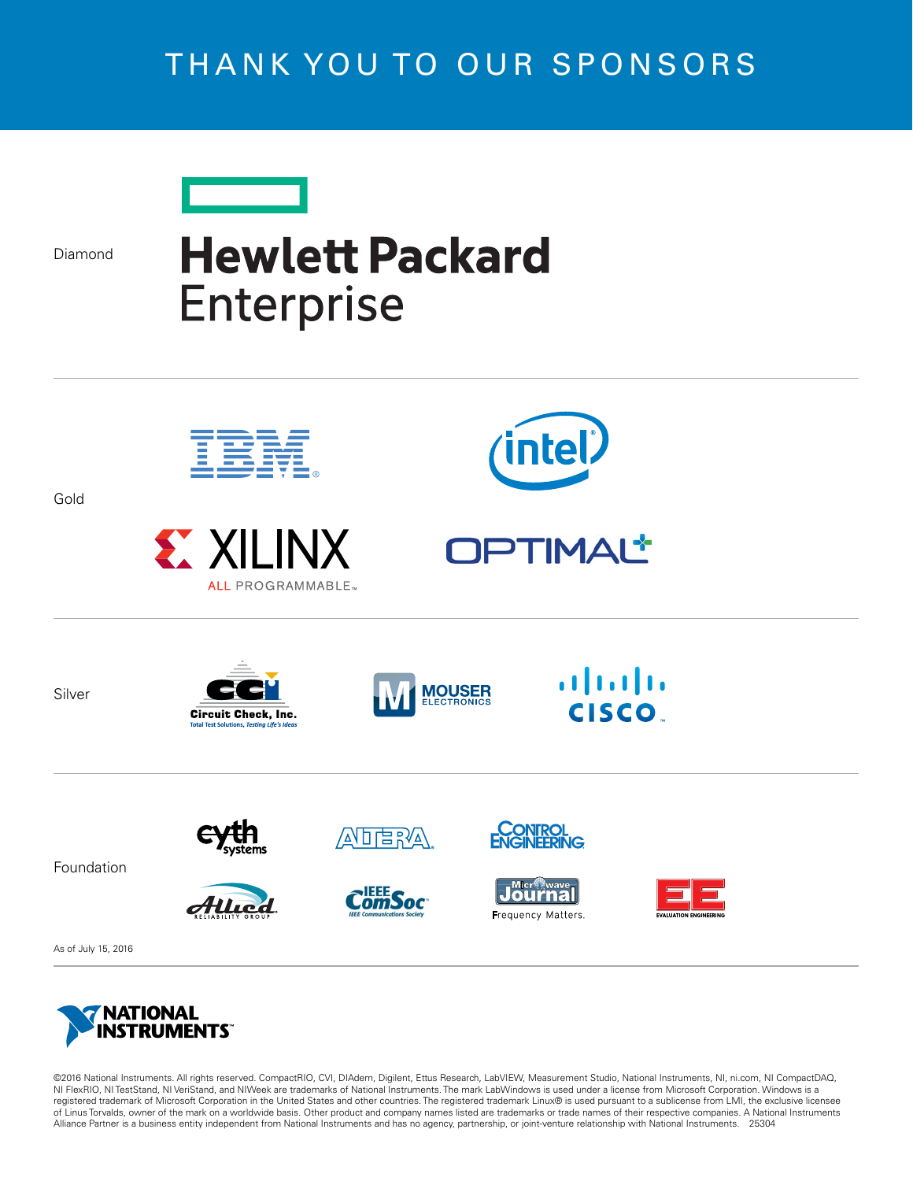# THANK YOU TO OUR SPONSORS

Diamond

Hewlett Packard Enterprise

Gold

IBM

intel

XILINX ALL PROGRAMMABLE

OPTIMAL

Silver

Circuit Check, Inc. Total Test Solutions, Testing Life's Ideas

MOUSER ELECTRONICS

CISCO

Foundation

cyth systems

ALTERA

CONTROL ENGINEERING

Allied Reliability Group

IEEE ComSoc IEEE Communications Society

Microwave Journal Frequency Matters.

EE Evaluation Engineering

As of July 15, 2016

NATIONAL INSTRUMENTS

©2016 National Instruments. All rights reserved. CompactRIO, CVI, DIAdem, Digilent, Ettus Research, LabVIEW, Measurement Studio, National Instruments, NI, ni.com, NI CompactDAQ, NI FlexRIO, NI TestStand, NI VeriStand, and NIWeek are trademarks of National Instruments. The mark LabWindows is used under a license from Microsoft Corporation. Windows is a registered trademark of Microsoft Corporation in the United States and other countries. The registered trademark Linux® is used pursuant to a sublicense from LMI, the exclusive licensee of Linus Torvalds, owner of the mark on a worldwide basis. Other product and company names listed are trademarks or trade names of their respective companies. A National Instruments Alliance Partner is a business entity independent from National Instruments and has no agency, partnership, or joint-venture relationship with National Instruments. 25304